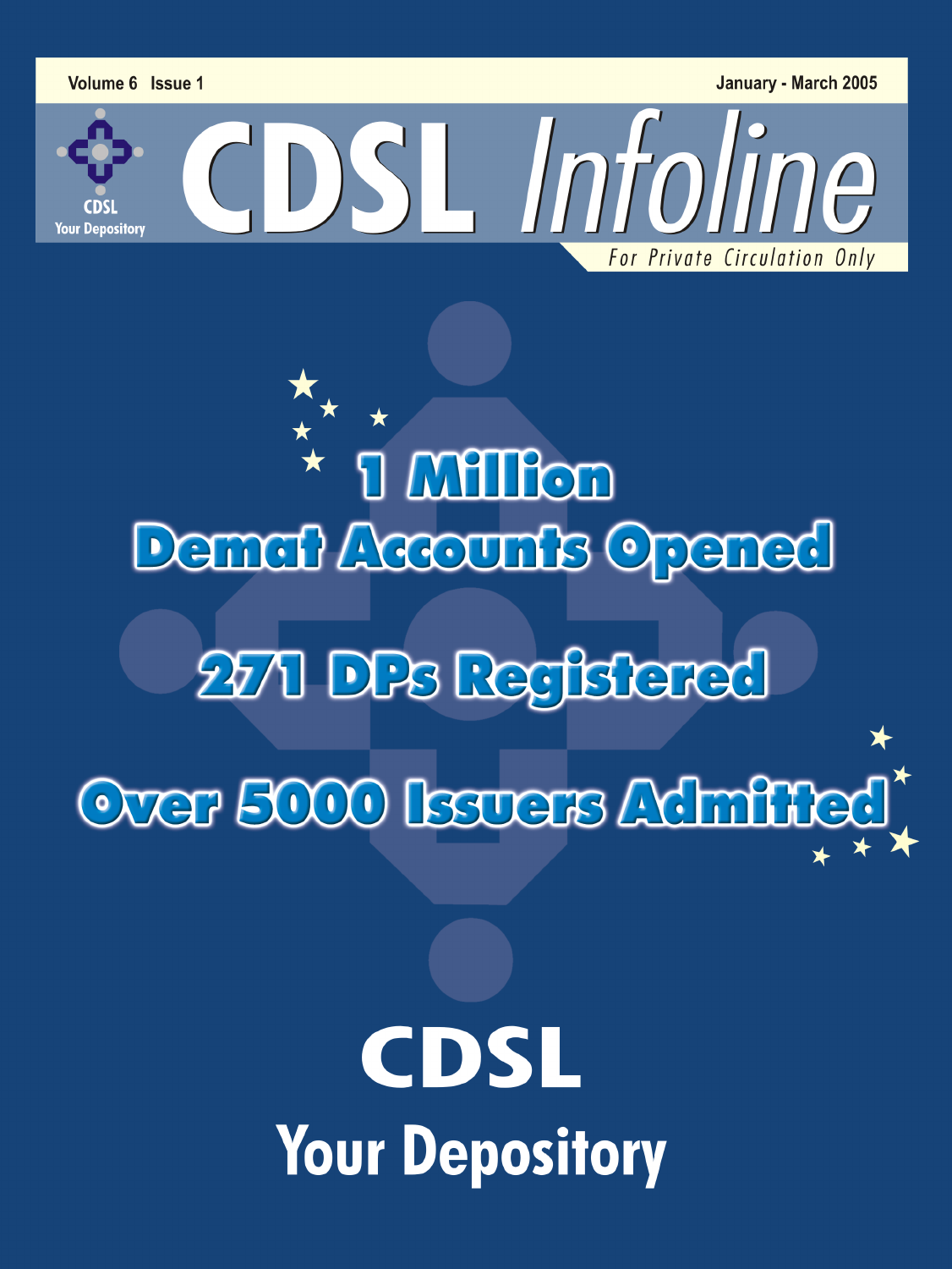Volume 6 Issue 1 January - March 2005

# CDSL Infoline

For Private Circulation Only

## 1 Million Demat Accounts Opened

## 271 DPs Registered

## Over 5000 Issuers Admitted

# CDSL

## Your Depository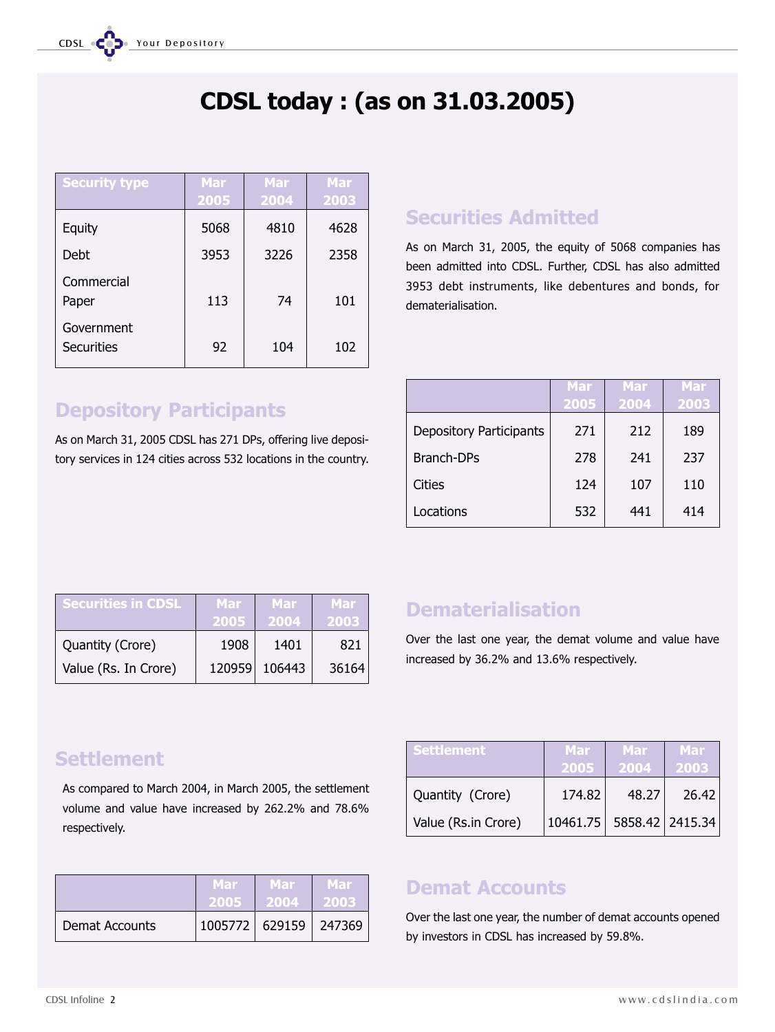# CDSL today : (as on 31.03.2005)

| Security type | Mar 2005 | Mar 2004 | Mar 2003 |
|---|---|---|---|
| Equity | 5068 | 4810 | 4628 |
| Debt | 3953 | 3226 | 2358 |
| Commercial Paper | 113 | 74 | 101 |
| Government Securities | 92 | 104 | 102 |

## Securities Admitted

As on March 31, 2005, the equity of 5068 companies has been admitted into CDSL. Further, CDSL has also admitted 3953 debt instruments, like debentures and bonds, for dematerialisation.

## Depository Participants

As on March 31, 2005 CDSL has 271 DPs, offering live depository services in 124 cities across 532 locations in the country.

| | Mar 2005 | Mar 2004 | Mar 2003 |
|---|---|---|---|
| Depository Participants | 271 | 212 | 189 |
| Branch-DPs | 278 | 241 | 237 |
| Cities | 124 | 107 | 110 |
| Locations | 532 | 441 | 414 |

| Securities in CDSL | Mar 2005 | Mar 2004 | Mar 2003 |
|---|---|---|---|
| Quantity (Crore) | 1908 | 1401 | 821 |
| Value (Rs. In Crore) | 120959 | 106443 | 36164 |

## Dematerialisation

Over the last one year, the demat volume and value have increased by 36.2% and 13.6% respectively.

## Settlement

As compared to March 2004, in March 2005, the settlement volume and value have increased by 262.2% and 78.6% respectively.

| Settlement | Mar 2005 | Mar 2004 | Mar 2003 |
|---|---|---|---|
| Quantity (Crore) | 174.82 | 48.27 | 26.42 |
| Value (Rs.in Crore) | 10461.75 | 5858.42 | 2415.34 |

| | Mar 2005 | Mar 2004 | Mar 2003 |
|---|---|---|---|
| Demat Accounts | 1005772 | 629159 | 247369 |

## Demat Accounts

Over the last one year, the number of demat accounts opened by investors in CDSL has increased by 59.8%.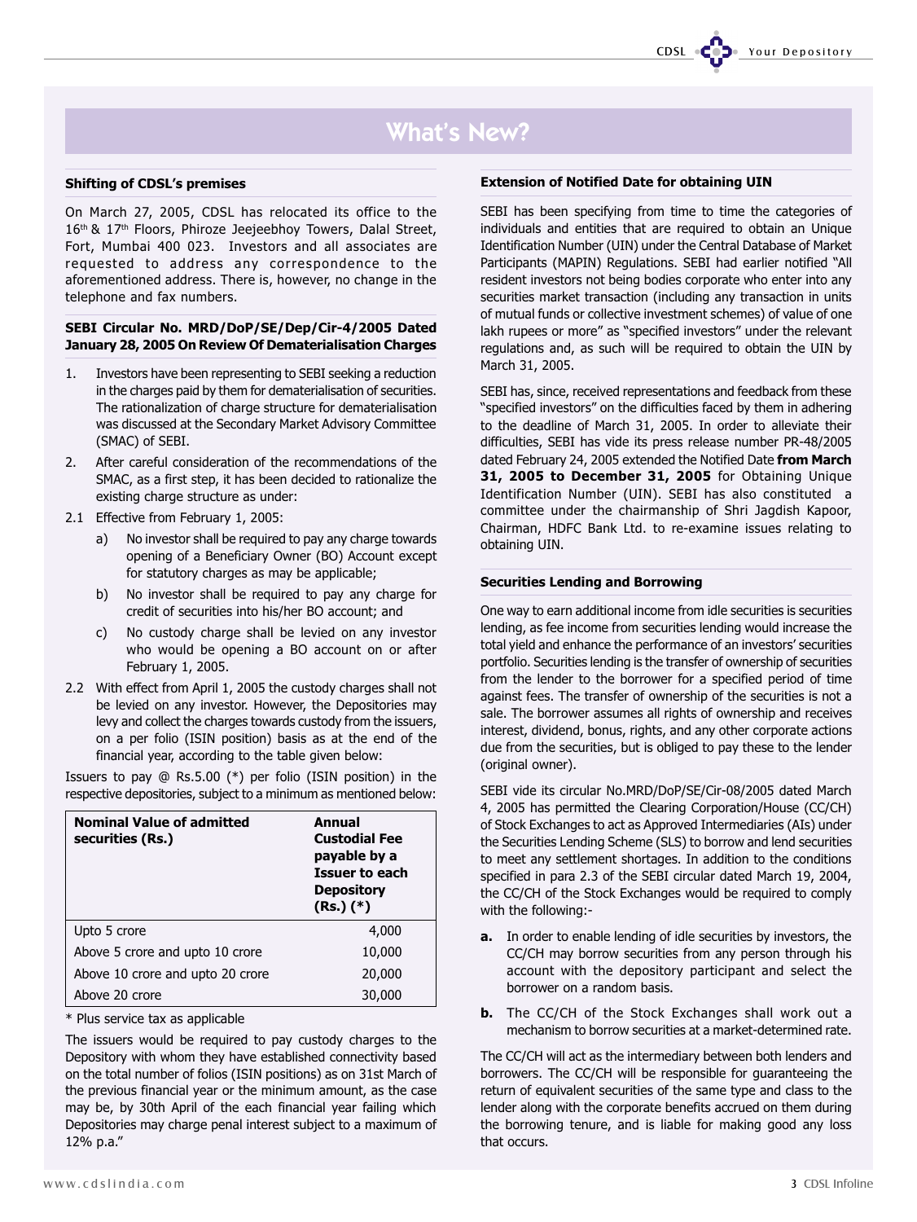# What's New?

### Shifting of CDSL's premises

On March 27, 2005, CDSL has relocated its office to the 16th & 17th Floors, Phiroze Jeejeebhoy Towers, Dalal Street, Fort, Mumbai 400 023. Investors and all associates are requested to address any correspondence to the aforementioned address. There is, however, no change in the telephone and fax numbers.

### SEBI Circular No. MRD/DoP/SE/Dep/Cir-4/2005 Dated January 28, 2005 On Review Of Dematerialisation Charges

1. Investors have been representing to SEBI seeking a reduction in the charges paid by them for dematerialisation of securities. The rationalization of charge structure for dematerialisation was discussed at the Secondary Market Advisory Committee (SMAC) of SEBI.
2. After careful consideration of the recommendations of the SMAC, as a first step, it has been decided to rationalize the existing charge structure as under:

2.1 Effective from February 1, 2005:

   a) No investor shall be required to pay any charge towards opening of a Beneficiary Owner (BO) Account except for statutory charges as may be applicable;

   b) No investor shall be required to pay any charge for credit of securities into his/her BO account; and

   c) No custody charge shall be levied on any investor who would be opening a BO account on or after February 1, 2005.

2.2 With effect from April 1, 2005 the custody charges shall not be levied on any investor. However, the Depositories may levy and collect the charges towards custody from the issuers, on a per folio (ISIN position) basis as at the end of the financial year, according to the table given below:

Issuers to pay @ Rs.5.00 (*) per folio (ISIN position) in the respective depositories, subject to a minimum as mentioned below:

| Nominal Value of admitted securities (Rs.) | Annual Custodial Fee payable by a Issuer to each Depository (Rs.) (*) |
|---|---|
| Upto 5 crore | 4,000 |
| Above 5 crore and upto 10 crore | 10,000 |
| Above 10 crore and upto 20 crore | 20,000 |
| Above 20 crore | 30,000 |

* Plus service tax as applicable

The issuers would be required to pay custody charges to the Depository with whom they have established connectivity based on the total number of folios (ISIN positions) as on 31st March of the previous financial year or the minimum amount, as the case may be, by 30th April of the each financial year failing which Depositories may charge penal interest subject to a maximum of 12% p.a."

### Extension of Notified Date for obtaining UIN

SEBI has been specifying from time to time the categories of individuals and entities that are required to obtain an Unique Identification Number (UIN) under the Central Database of Market Participants (MAPIN) Regulations. SEBI had earlier notified "All resident investors not being bodies corporate who enter into any securities market transaction (including any transaction in units of mutual funds or collective investment schemes) of value of one lakh rupees or more" as "specified investors" under the relevant regulations and, as such will be required to obtain the UIN by March 31, 2005.

SEBI has, since, received representations and feedback from these "specified investors" on the difficulties faced by them in adhering to the deadline of March 31, 2005. In order to alleviate their difficulties, SEBI has vide its press release number PR-48/2005 dated February 24, 2005 extended the Notified Date **from March 31, 2005 to December 31, 2005** for Obtaining Unique Identification Number (UIN). SEBI has also constituted a committee under the chairmanship of Shri Jagdish Kapoor, Chairman, HDFC Bank Ltd. to re-examine issues relating to obtaining UIN.

### Securities Lending and Borrowing

One way to earn additional income from idle securities is securities lending, as fee income from securities lending would increase the total yield and enhance the performance of an investors' securities portfolio. Securities lending is the transfer of ownership of securities from the lender to the borrower for a specified period of time against fees. The transfer of ownership of the securities is not a sale. The borrower assumes all rights of ownership and receives interest, dividend, bonus, rights, and any other corporate actions due from the securities, but is obliged to pay these to the lender (original owner).

SEBI vide its circular No.MRD/DoP/SE/Cir-08/2005 dated March 4, 2005 has permitted the Clearing Corporation/House (CC/CH) of Stock Exchanges to act as Approved Intermediaries (AIs) under the Securities Lending Scheme (SLS) to borrow and lend securities to meet any settlement shortages. In addition to the conditions specified in para 2.3 of the SEBI circular dated March 19, 2004, the CC/CH of the Stock Exchanges would be required to comply with the following:-

**a.** In order to enable lending of idle securities by investors, the CC/CH may borrow securities from any person through his account with the depository participant and select the borrower on a random basis.

**b.** The CC/CH of the Stock Exchanges shall work out a mechanism to borrow securities at a market-determined rate.

The CC/CH will act as the intermediary between both lenders and borrowers. The CC/CH will be responsible for guaranteeing the return of equivalent securities of the same type and class to the lender along with the corporate benefits accrued on them during the borrowing tenure, and is liable for making good any loss that occurs.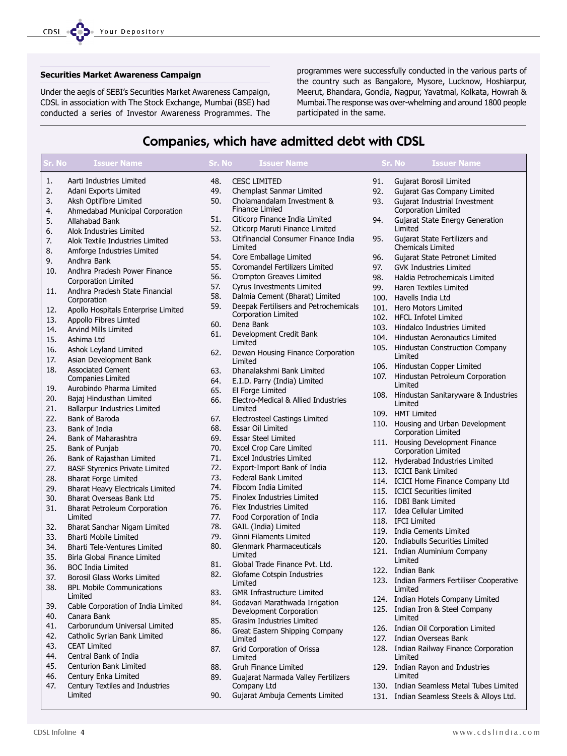### Securities Market Awareness Campaign

Under the aegis of SEBI's Securities Market Awareness Campaign, CDSL in association with The Stock Exchange, Mumbai (BSE) had conducted a series of Investor Awareness Programmes. The programmes were successfully conducted in the various parts of the country such as Bangalore, Mysore, Lucknow, Hoshiarpur, Meerut, Bhandara, Gondia, Nagpur, Yavatmal, Kolkata, Howrah & Mumbai.The response was over-whelming and around 1800 people participated in the same.

## Companies, which have admitted debt with CDSL

| Sr. No | Issuer Name |
|---|---|
| 1. | Aarti Industries Limited |
| 2. | Adani Exports Limited |
| 3. | Aksh Optifibre Limited |
| 4. | Ahmedabad Municipal Corporation |
| 5. | Allahabad Bank |
| 6. | Alok Industries Limited |
| 7. | Alok Textile Industries Limited |
| 8. | Amforge Industries Limited |
| 9. | Andhra Bank |
| 10. | Andhra Pradesh Power Finance Corporation Limited |
| 11. | Andhra Pradesh State Financial Corporation |
| 12. | Apollo Hospitals Enterprise Limited |
| 13. | Appollo Fibres Limted |
| 14. | Arvind Mills Limited |
| 15. | Ashima Ltd |
| 16. | Ashok Leyland Limited |
| 17. | Asian Development Bank |
| 18. | Associated Cement Companies Limited |
| 19. | Aurobindo Pharma Limited |
| 20. | Bajaj Hindusthan Limited |
| 21. | Ballarpur Industries Limited |
| 22. | Bank of Baroda |
| 23. | Bank of India |
| 24. | Bank of Maharashtra |
| 25. | Bank of Punjab |
| 26. | Bank of Rajasthan Limited |
| 27. | BASF Styrenics Private Limited |
| 28. | Bharat Forge Limited |
| 29. | Bharat Heavy Electricals Limited |
| 30. | Bharat Overseas Bank Ltd |
| 31. | Bharat Petroleum Corporation Limited |
| 32. | Bharat Sanchar Nigam Limited |
| 33. | Bharti Mobile Limited |
| 34. | Bharti Tele-Ventures Limited |
| 35. | Birla Global Finance Limited |
| 36. | BOC India Limited |
| 37. | Borosil Glass Works Limited |
| 38. | BPL Mobile Communications Limited |
| 39. | Cable Corporation of India Limited |
| 40. | Canara Bank |
| 41. | Carborundum Universal Limited |
| 42. | Catholic Syrian Bank Limited |
| 43. | CEAT Limited |
| 44. | Central Bank of India |
| 45. | Centurion Bank Limited |
| 46. | Century Enka Limited |
| 47. | Century Textiles and Industries Limited |
| 48. | CESC LIMITED |
| 49. | Chemplast Sanmar Limited |
| 50. | Cholamandalam Investment & Finance Limied |
| 51. | Citicorp Finance India Limited |
| 52. | Citicorp Maruti Finance Limited |
| 53. | Citifinancial Consumer Finance India Limited |
| 54. | Core Emballage Limited |
| 55. | Coromandel Fertilizers Limited |
| 56. | Crompton Greaves Limited |
| 57. | Cyrus Investments Limited |
| 58. | Dalmia Cement (Bharat) Limited |
| 59. | Deepak Fertilisers and Petrochemicals Corporation Limited |
| 60. | Dena Bank |
| 61. | Development Credit Bank Limited |
| 62. | Dewan Housing Finance Corporation Limited |
| 63. | Dhanalakshmi Bank Limited |
| 64. | E.I.D. Parry (India) Limited |
| 65. | El Forge Limited |
| 66. | Electro-Medical & Allied Industries Limited |
| 67. | Electrosteel Castings Limited |
| 68. | Essar Oil Limited |
| 69. | Essar Steel Limited |
| 70. | Excel Crop Care Limited |
| 71. | Excel Industries Limited |
| 72. | Export-Import Bank of India |
| 73. | Federal Bank Limited |
| 74. | Fibcom India Limited |
| 75. | Finolex Industries Limited |
| 76. | Flex Industries Limited |
| 77. | Food Corporation of India |
| 78. | GAIL (India) Limited |
| 79. | Ginni Filaments Limited |
| 80. | Glenmark Pharmaceuticals Limited |
| 81. | Global Trade Finance Pvt. Ltd. |
| 82. | Glofame Cotspin Industries Limited |
| 83. | GMR Infrastructure Limited |
| 84. | Godavari Marathwada Irrigation Development Corporation |
| 85. | Grasim Industries Limited |
| 86. | Great Eastern Shipping Company Limited |
| 87. | Grid Corporation of Orissa Limited |
| 88. | Gruh Finance Limited |
| 89. | Guajarat Narmada Valley Fertilizers Company Ltd |
| 90. | Gujarat Ambuja Cements Limited |
| 91. | Gujarat Borosil Limited |
| 92. | Gujarat Gas Company Limited |
| 93. | Gujarat Industrial Investment Corporation Limited |
| 94. | Gujarat State Energy Generation Limited |
| 95. | Gujarat State Fertilizers and Chemicals Limited |
| 96. | Gujarat State Petronet Limited |
| 97. | GVK Industries Limited |
| 98. | Haldia Petrochemicals Limited |
| 99. | Haren Textiles Limited |
| 100. | Havells India Ltd |
| 101. | Hero Motors Limited |
| 102. | HFCL Infotel Limited |
| 103. | Hindalco Industries Limited |
| 104. | Hindustan Aeronautics Limited |
| 105. | Hindustan Construction Company Limited |
| 106. | Hindustan Copper Limited |
| 107. | Hindustan Petroleum Corporation Limited |
| 108. | Hindustan Sanitaryware & Industries Limited |
| 109. | HMT Limited |
| 110. | Housing and Urban Development Corporation Limited |
| 111. | Housing Development Finance Corporation Limited |
| 112. | Hyderabad Industries Limited |
| 113. | ICICI Bank Limited |
| 114. | ICICI Home Finance Company Ltd |
| 115. | ICICI Securities limited |
| 116. | IDBI Bank Limited |
| 117. | Idea Cellular Limited |
| 118. | IFCI Limited |
| 119. | India Cements Limited |
| 120. | Indiabulls Securities Limited |
| 121. | Indian Aluminium Company Limited |
| 122. | Indian Bank |
| 123. | Indian Farmers Fertiliser Cooperative Limited |
| 124. | Indian Hotels Company Limited |
| 125. | Indian Iron & Steel Company Limited |
| 126. | Indian Oil Corporation Limited |
| 127. | Indian Overseas Bank |
| 128. | Indian Railway Finance Corporation Limited |
| 129. | Indian Rayon and Industries Limited |
| 130. | Indian Seamless Metal Tubes Limited |
| 131. | Indian Seamless Steels & Alloys Ltd. |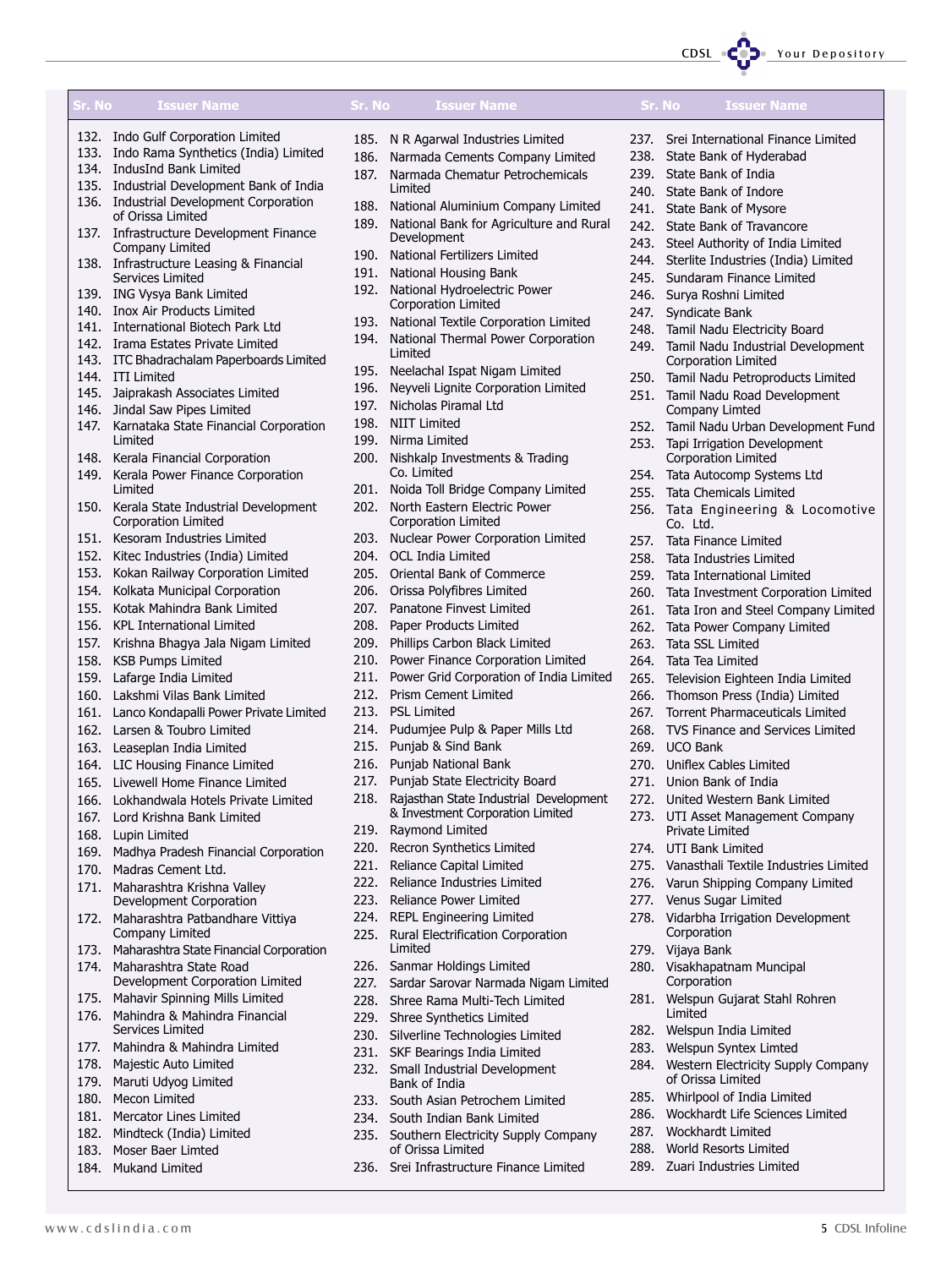| Sr. No | Issuer Name |
|---|---|
| 132. | Indo Gulf Corporation Limited |
| 133. | Indo Rama Synthetics (India) Limited |
| 134. | IndusInd Bank Limited |
| 135. | Industrial Development Bank of India |
| 136. | Industrial Development Corporation of Orissa Limited |
| 137. | Infrastructure Development Finance Company Limited |
| 138. | Infrastructure Leasing & Financial Services Limited |
| 139. | ING Vysya Bank Limited |
| 140. | Inox Air Products Limited |
| 141. | International Biotech Park Ltd |
| 142. | Irama Estates Private Limited |
| 143. | ITC Bhadrachalam Paperboards Limited |
| 144. | ITI Limited |
| 145. | Jaiprakash Associates Limited |
| 146. | Jindal Saw Pipes Limited |
| 147. | Karnataka State Financial Corporation Limited |
| 148. | Kerala Financial Corporation |
| 149. | Kerala Power Finance Corporation Limited |
| 150. | Kerala State Industrial Development Corporation Limited |
| 151. | Kesoram Industries Limited |
| 152. | Kitec Industries (India) Limited |
| 153. | Kokan Railway Corporation Limited |
| 154. | Kolkata Municipal Corporation |
| 155. | Kotak Mahindra Bank Limited |
| 156. | KPL International Limited |
| 157. | Krishna Bhagya Jala Nigam Limited |
| 158. | KSB Pumps Limited |
| 159. | Lafarge India Limited |
| 160. | Lakshmi Vilas Bank Limited |
| 161. | Lanco Kondapalli Power Private Limited |
| 162. | Larsen & Toubro Limited |
| 163. | Leaseplan India Limited |
| 164. | LIC Housing Finance Limited |
| 165. | Livewell Home Finance Limited |
| 166. | Lokhandwala Hotels Private Limited |
| 167. | Lord Krishna Bank Limited |
| 168. | Lupin Limited |
| 169. | Madhya Pradesh Financial Corporation |
| 170. | Madras Cement Ltd. |
| 171. | Maharashtra Krishna Valley Development Corporation |
| 172. | Maharashtra Patbandhare Vittiya Company Limited |
| 173. | Maharashtra State Financial Corporation |
| 174. | Maharashtra State Road Development Corporation Limited |
| 175. | Mahavir Spinning Mills Limited |
| 176. | Mahindra & Mahindra Financial Services Limited |
| 177. | Mahindra & Mahindra Limited |
| 178. | Majestic Auto Limited |
| 179. | Maruti Udyog Limited |
| 180. | Mecon Limited |
| 181. | Mercator Lines Limited |
| 182. | Mindteck (India) Limited |
| 183. | Moser Baer Limted |
| 184. | Mukand Limited |
| 185. | N R Agarwal Industries Limited |
| 186. | Narmada Cements Company Limited |
| 187. | Narmada Chematur Petrochemicals Limited |
| 188. | National Aluminium Company Limited |
| 189. | National Bank for Agriculture and Rural Development |
| 190. | National Fertilizers Limited |
| 191. | National Housing Bank |
| 192. | National Hydroelectric Power Corporation Limited |
| 193. | National Textile Corporation Limited |
| 194. | National Thermal Power Corporation Limited |
| 195. | Neelachal Ispat Nigam Limited |
| 196. | Neyveli Lignite Corporation Limited |
| 197. | Nicholas Piramal Ltd |
| 198. | NIIT Limited |
| 199. | Nirma Limited |
| 200. | Nishkalp Investments & Trading Co. Limited |
| 201. | Noida Toll Bridge Company Limited |
| 202. | North Eastern Electric Power Corporation Limited |
| 203. | Nuclear Power Corporation Limited |
| 204. | OCL India Limited |
| 205. | Oriental Bank of Commerce |
| 206. | Orissa Polyfibres Limited |
| 207. | Panatone Finvest Limited |
| 208. | Paper Products Limited |
| 209. | Phillips Carbon Black Limited |
| 210. | Power Finance Corporation Limited |
| 211. | Power Grid Corporation of India Limited |
| 212. | Prism Cement Limited |
| 213. | PSL Limited |
| 214. | Pudumjee Pulp & Paper Mills Ltd |
| 215. | Punjab & Sind Bank |
| 216. | Punjab National Bank |
| 217. | Punjab State Electricity Board |
| 218. | Rajasthan State Industrial Development & Investment Corporation Limited |
| 219. | Raymond Limited |
| 220. | Recron Synthetics Limited |
| 221. | Reliance Capital Limited |
| 222. | Reliance Industries Limited |
| 223. | Reliance Power Limited |
| 224. | REPL Engineering Limited |
| 225. | Rural Electrification Corporation Limited |
| 226. | Sanmar Holdings Limited |
| 227. | Sardar Sarovar Narmada Nigam Limited |
| 228. | Shree Rama Multi-Tech Limited |
| 229. | Shree Synthetics Limited |
| 230. | Silverline Technologies Limited |
| 231. | SKF Bearings India Limited |
| 232. | Small Industrial Development Bank of India |
| 233. | South Asian Petrochem Limited |
| 234. | South Indian Bank Limited |
| 235. | Southern Electricity Supply Company of Orissa Limited |
| 236. | Srei Infrastructure Finance Limited |
| 237. | Srei International Finance Limited |
| 238. | State Bank of Hyderabad |
| 239. | State Bank of India |
| 240. | State Bank of Indore |
| 241. | State Bank of Mysore |
| 242. | State Bank of Travancore |
| 243. | Steel Authority of India Limited |
| 244. | Sterlite Industries (India) Limited |
| 245. | Sundaram Finance Limited |
| 246. | Surya Roshni Limited |
| 247. | Syndicate Bank |
| 248. | Tamil Nadu Electricity Board |
| 249. | Tamil Nadu Industrial Development Corporation Limited |
| 250. | Tamil Nadu Petroproducts Limited |
| 251. | Tamil Nadu Road Development Company Limted |
| 252. | Tamil Nadu Urban Development Fund |
| 253. | Tapi Irrigation Development Corporation Limited |
| 254. | Tata Autocomp Systems Ltd |
| 255. | Tata Chemicals Limited |
| 256. | Tata Engineering & Locomotive Co. Ltd. |
| 257. | Tata Finance Limited |
| 258. | Tata Industries Limited |
| 259. | Tata International Limited |
| 260. | Tata Investment Corporation Limited |
| 261. | Tata Iron and Steel Company Limited |
| 262. | Tata Power Company Limited |
| 263. | Tata SSL Limited |
| 264. | Tata Tea Limited |
| 265. | Television Eighteen India Limited |
| 266. | Thomson Press (India) Limited |
| 267. | Torrent Pharmaceuticals Limited |
| 268. | TVS Finance and Services Limited |
| 269. | UCO Bank |
| 270. | Uniflex Cables Limited |
| 271. | Union Bank of India |
| 272. | United Western Bank Limited |
| 273. | UTI Asset Management Company Private Limited |
| 274. | UTI Bank Limited |
| 275. | Vanasthali Textile Industries Limited |
| 276. | Varun Shipping Company Limited |
| 277. | Venus Sugar Limited |
| 278. | Vidarbha Irrigation Development Corporation |
| 279. | Vijaya Bank |
| 280. | Visakhapatnam Muncipal Corporation |
| 281. | Welspun Gujarat Stahl Rohren Limited |
| 282. | Welspun India Limited |
| 283. | Welspun Syntex Limted |
| 284. | Western Electricity Supply Company of Orissa Limited |
| 285. | Whirlpool of India Limited |
| 286. | Wockhardt Life Sciences Limited |
| 287. | Wockhardt Limited |
| 288. | World Resorts Limited |
| 289. | Zuari Industries Limited |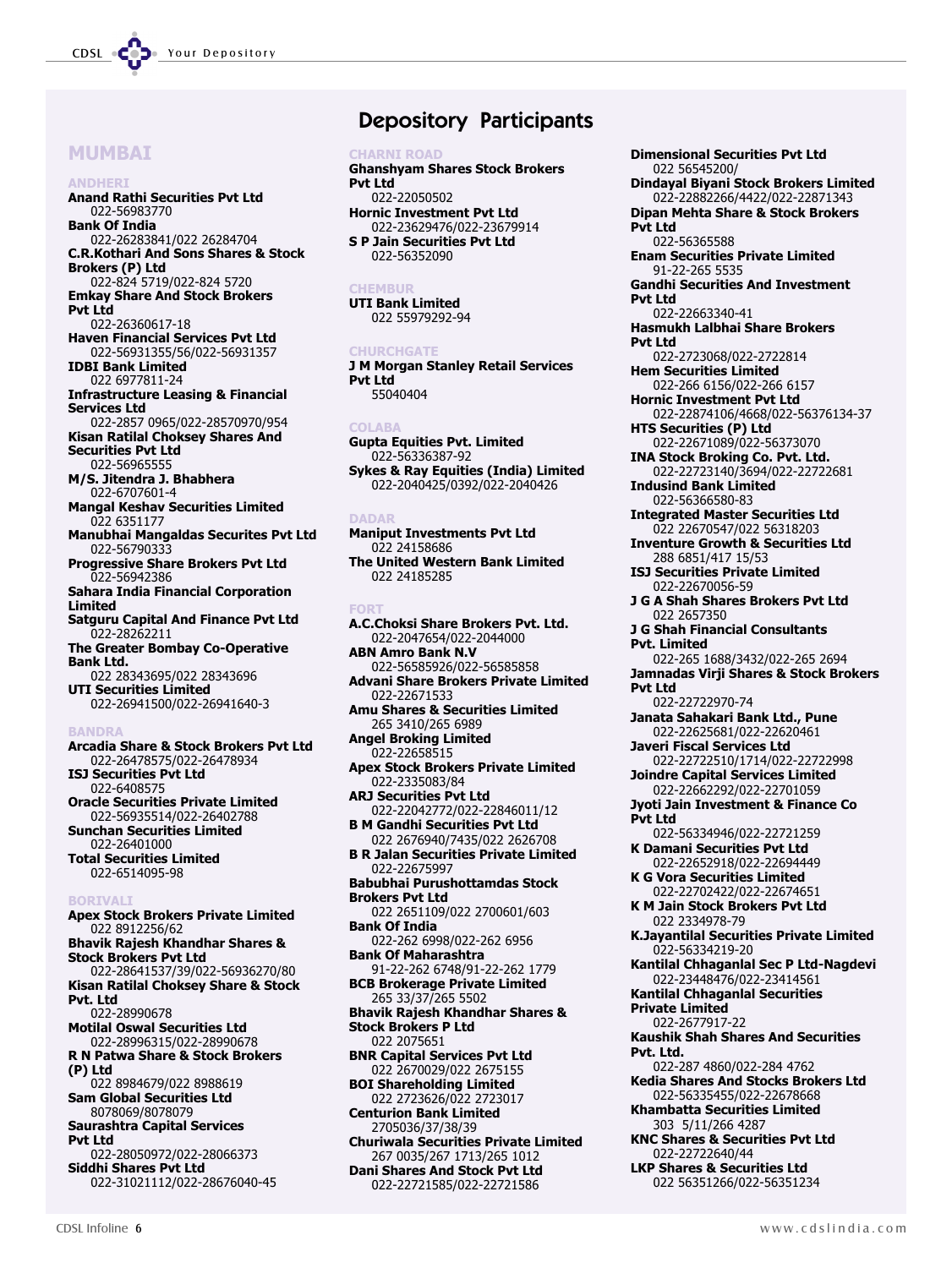# Depository Participants

## MUMBAI

### ANDHERI

**Anand Rathi Securities Pvt Ltd**
022-56983770

**Bank Of India**
022-26283841/022 26284704

**C.R.Kothari And Sons Shares & Stock Brokers (P) Ltd**
022-824 5719/022-824 5720

**Emkay Share And Stock Brokers Pvt Ltd**
022-26360617-18

**Haven Financial Services Pvt Ltd**
022-56931355/56/022-56931357

**IDBI Bank Limited**
022 6977811-24

**Infrastructure Leasing & Financial Services Ltd**
022-2857 0965/022-28570970/954

**Kisan Ratilal Choksey Shares And Securities Pvt Ltd**
022-56965555

**M/S. Jitendra J. Bhabhera**
022-6707601-4

**Mangal Keshav Securities Limited**
022 6351177

**Manubhai Mangaldas Securites Pvt Ltd**
022-56790333

**Progressive Share Brokers Pvt Ltd**
022-56942386

**Sahara India Financial Corporation Limited**

**Satguru Capital And Finance Pvt Ltd**
022-28262211

**The Greater Bombay Co-Operative Bank Ltd.**
022 28343695/022 28343696

**UTI Securities Limited**
022-26941500/022-26941640-3

### BANDRA

**Arcadia Share & Stock Brokers Pvt Ltd**
022-26478575/022-26478934

**ISJ Securities Pvt Ltd**
022-6408575

**Oracle Securities Private Limited**
022-56935514/022-26402788

**Sunchan Securities Limited**
022-26401000

**Total Securities Limited**
022-6514095-98

### BORIVALI

**Apex Stock Brokers Private Limited**
022 8912256/62

**Bhavik Rajesh Khandhar Shares & Stock Brokers Pvt Ltd**
022-28641537/39/022-56936270/80

**Kisan Ratilal Choksey Share & Stock Pvt. Ltd**
022-28990678

**Motilal Oswal Securities Ltd**
022-28996315/022-28990678

**R N Patwa Share & Stock Brokers (P) Ltd**
022 8984679/022 8988619

**Sam Global Securities Ltd**
8078069/8078079

**Saurashtra Capital Services Pvt Ltd**
022-28050972/022-28066373

**Siddhi Shares Pvt Ltd**
022-31021112/022-28676040-45

### CHARNI ROAD

**Ghanshyam Shares Stock Brokers Pvt Ltd**
022-22050502

**Hornic Investment Pvt Ltd**
022-23629476/022-23679914

**S P Jain Securities Pvt Ltd**
022-56352090

### CHEMBUR

**UTI Bank Limited**
022 55979292-94

### CHURCHGATE

**J M Morgan Stanley Retail Services Pvt Ltd**
55040404

### COLABA

**Gupta Equities Pvt. Limited**
022-56336387-92

**Sykes & Ray Equities (India) Limited**
022-2040425/0392/022-2040426

### DADAR

**Maniput Investments Pvt Ltd**
022 24158686

**The United Western Bank Limited**
022 24185285

### FORT

**A.C.Choksi Share Brokers Pvt. Ltd.**
022-2047654/022-2044000

**ABN Amro Bank N.V**
022-56585926/022-56585858

**Advani Share Brokers Private Limited**
022-22671533

**Amu Shares & Securities Limited**
265 3410/265 6989

**Angel Broking Limited**
022-22658515

**Apex Stock Brokers Private Limited**
022-2335083/84

**ARJ Securities Pvt Ltd**
022-22042772/022-22846011/12

**B M Gandhi Securities Pvt Ltd**
022 2676940/7435/022 2626708

**B R Jalan Securities Private Limited**
022-22675997

**Babubhai Purushottamdas Stock Brokers Pvt Ltd**
022 2651109/022 2700601/603

**Bank Of India**
022-262 6998/022-262 6956

**Bank Of Maharashtra**
91-22-262 6748/91-22-262 1779

**BCB Brokerage Private Limited**
265 33/37/265 5502

**Bhavik Rajesh Khandhar Shares & Stock Brokers P Ltd**
022 2075651

**BNR Capital Services Pvt Ltd**
022 2670029/022 2675155

**BOI Shareholding Limited**
022 2723626/022 2723017

**Centurion Bank Limited**
2705036/37/38/39

**Churiwala Securities Private Limited**
267 0035/267 1713/265 1012

**Dani Shares And Stock Pvt Ltd**
022-22721585/022-22721586

**Dimensional Securities Pvt Ltd**
022 56545200/

**Dindayal Biyani Stock Brokers Limited**
022-22882266/4422/022-22871343

**Dipan Mehta Share & Stock Brokers Pvt Ltd**
022-56365588

**Enam Securities Private Limited**
91-22-265 5535

**Gandhi Securities And Investment Pvt Ltd**
022-22663340-41

**Hasmukh Lalbhai Share Brokers Pvt Ltd**
022-2723068/022-2722814

**Hem Securities Limited**
022-266 6156/022-266 6157

**Hornic Investment Pvt Ltd**
022-22874106/4668/022-56376134-37

**HTS Securities (P) Ltd**
022-22671089/022-56373070

**INA Stock Broking Co. Pvt. Ltd.**
022-22723140/3694/022-22722681

**Indusind Bank Limited**
022-56366580-83

**Integrated Master Securities Ltd**
022 22670547/022 56318203

**Inventure Growth & Securities Ltd**
288 6851/417 15/53

**ISJ Securities Private Limited**
022-22670056-59

**J G A Shah Shares Brokers Pvt Ltd**
022 2657350

**J G Shah Financial Consultants Pvt. Limited**
022-265 1688/3432/022-265 2694

**Jamnadas Virji Shares & Stock Brokers Pvt Ltd**
022-22722970-74

**Janata Sahakari Bank Ltd., Pune**
022-22625681/022-22620461

**Javeri Fiscal Services Ltd**
022-22722510/1714/022-22722998

**Joindre Capital Services Limited**
022-22662292/022-22701059

**Jyoti Jain Investment & Finance Co Pvt Ltd**
022-56334946/022-22721259

**K Damani Securities Pvt Ltd**
022-22652918/022-22694449

**K G Vora Securities Limited**
022-22702422/022-22674651

**K M Jain Stock Brokers Pvt Ltd**
022 2334978-79

**K.Jayantilal Securities Private Limited**
022-56334219-20

**Kantilal Chhaganlal Sec P Ltd-Nagdevi**
022-23448476/022-23414561

**Kantilal Chhaganlal Securities Private Limited**
022-2677917-22

**Kaushik Shah Shares And Securities Pvt. Ltd.**
022-287 4860/022-284 4762

**Kedia Shares And Stocks Brokers Ltd**
022-56335455/022-22678668

**Khambatta Securities Limited**
303 5/11/266 4287

**KNC Shares & Securities Pvt Ltd**
022-22722640/44

**LKP Shares & Securities Ltd**
022 56351266/022-56351234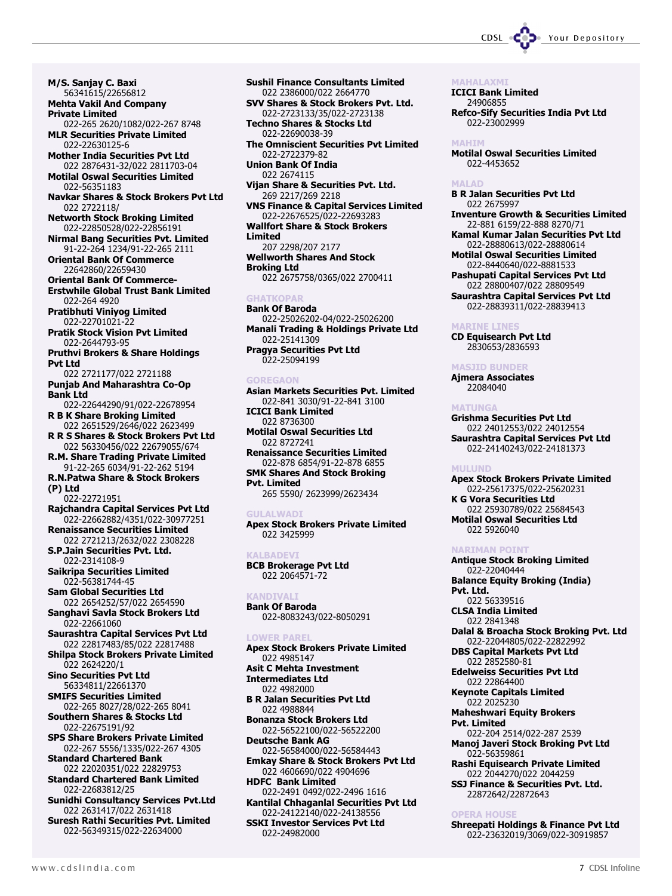**M/S. Sanjay C. Baxi**
56341615/22656812

**Mehta Vakil And Company Private Limited**
022-265 2620/1082/022-267 8748

**MLR Securities Private Limited**
022-22630125-6

**Mother India Securities Pvt Ltd**
022 2876431-32/022 2811703-04

**Motilal Oswal Securities Limited**
022-56351183

**Navkar Shares & Stock Brokers Pvt Ltd**
022 2722118/

**Networth Stock Broking Limited**
022-22850528/022-22856191

**Nirmal Bang Securities Pvt. Limited**
91-22-264 1234/91-22-265 2111

**Oriental Bank Of Commerce**
22642860/22659430

**Oriental Bank Of Commerce-Erstwhile Global Trust Bank Limited**
022-264 4920

**Pratibhuti Viniyog Limited**
022-22701021-22

**Pratik Stock Vision Pvt Limited**
022-2644793-95

**Pruthvi Brokers & Share Holdings Pvt Ltd**
022 2721177/022 2721188

**Punjab And Maharashtra Co-Op Bank Ltd**
022-22644290/91/022-22678954

**R B K Share Broking Limited**
022 2651529/2646/022 2623499

**R R S Shares & Stock Brokers Pvt Ltd**
022 56330456/022 22679055/674

**R.M. Share Trading Private Limited**
91-22-265 6034/91-22-262 5194

**R.N.Patwa Share & Stock Brokers (P) Ltd**
022-22721951

**Rajchandra Capital Services Pvt Ltd**
022-22662882/4351/022-30977251

**Renaissance Securities Limited**
022 2721213/2632/022 2308228

**S.P.Jain Securities Pvt. Ltd.**
022-2314108-9

**Saikripa Securities Limited**
022-56381744-45

**Sam Global Securities Ltd**
022 2654252/57/022 2654590

**Sanghavi Savla Stock Brokers Ltd**
022-22661060

**Saurashtra Capital Services Pvt Ltd**
022 22817483/85/022 22817488

**Shilpa Stock Brokers Private Limited**
022 2624220/1

**Sino Securities Pvt Ltd**
56334811/22661370

**SMIFS Securities Limited**
022-265 8027/28/022-265 8041

**Southern Shares & Stocks Ltd**
022-22675191/92

**SPS Share Brokers Private Limited**
022-267 5556/1335/022-267 4305

**Standard Chartered Bank**
022 22020351/022 22829753

**Standard Chartered Bank Limited**
022-22683812/25

**Sunidhi Consultancy Services Pvt.Ltd**
022 2631417/022 2631418

**Suresh Rathi Securities Pvt. Limited**
022-56349315/022-22634000

**Sushil Finance Consultants Limited**
022 2386000/022 2664770

**SVV Shares & Stock Brokers Pvt. Ltd.**
022-2723133/35/022-2723138

**Techno Shares & Stocks Ltd**
022-22690038-39

**The Omniscient Securities Pvt Limited**
022-2722379-82

**Union Bank Of India**
022 2674115

**Vijan Share & Securities Pvt. Ltd.**
269 2217/269 2218

**VNS Finance & Capital Services Limited**
022-22676525/022-22693283

**Wallfort Share & Stock Brokers Limited**
207 2298/207 2177

**Wellworth Shares And Stock Broking Ltd**
022 2675758/0365/022 2700411

### GHATKOPAR

**Bank Of Baroda**
022-25026202-04/022-25026200

**Manali Trading & Holdings Private Ltd**
022-25141309

**Pragya Securities Pvt Ltd**
022-25094199

### GOREGAON

**Asian Markets Securities Pvt. Limited**
022-841 3030/91-22-841 3100

**ICICI Bank Limited**
022 8736300

**Motilal Oswal Securities Ltd**
022 8727241

**Renaissance Securities Limited**
022-878 6854/91-22-878 6855

**SMK Shares And Stock Broking Pvt. Limited**
265 5590/ 2623999/2623434

### GULALWADI

**Apex Stock Brokers Private Limited**
022 3425999

### KALBADEVI

**BCB Brokerage Pvt Ltd**
022 2064571-72

### KANDIVALI

**Bank Of Baroda**
022-8083243/022-8050291

### LOWER PAREL

**Apex Stock Brokers Private Limited**
022 4985147

**Asit C Mehta Investment Intermediates Ltd**
022 4982000

**B R Jalan Securities Pvt Ltd**
022 4988844

**Bonanza Stock Brokers Ltd**
022-56522100/022-56522200

**Deutsche Bank AG**
022-56584000/022-56584443

**Emkay Share & Stock Brokers Pvt Ltd**
022 4606690/022 4904696

**HDFC Bank Limited**
022-2491 0492/022-2496 1616

**Kantilal Chhaganlal Securities Pvt Ltd**
022-24122140/022-24138556

**SSKI Investor Services Pvt Ltd**
022-24982000

### MAHALAXMI

**ICICI Bank Limited**
24906855

**Refco-Sify Securities India Pvt Ltd**
022-23002999

### MAHIM

**Motilal Oswal Securities Limited**
022-4453652

### MALAD

**B R Jalan Securities Pvt Ltd**
022 2675997

**Inventure Growth & Securities Limited**
22-881 6159/22-888 8270/71

**Kamal Kumar Jalan Securities Pvt Ltd**
022-28880613/022-28880614

**Motilal Oswal Securities Limited**
022-8440640/022-8881533

**Pashupati Capital Services Pvt Ltd**
022 28800407/022 28809549

**Saurashtra Capital Services Pvt Ltd**
022-28839311/022-28839413

### MARINE LINES

**CD Equisearch Pvt Ltd**
2830653/2836593

### MASJID BUNDER

**Ajmera Associates**
22084040

### MATUNGA

**Grishma Securities Pvt Ltd**
022 24012553/022 24012554

**Saurashtra Capital Services Pvt Ltd**
022-24140243/022-24181373

### MULUND

**Apex Stock Brokers Private Limited**
022-25617375/022-25620231

**K G Vora Securities Ltd**
022 25930789/022 25684543

**Motilal Oswal Securities Ltd**
022 5926040

### NARIMAN POINT

**Antique Stock Broking Limited**
022-22040444

**Balance Equity Broking (India) Pvt. Ltd.**
022 56339516

**CLSA India Limited**
022 2841348

**Dalal & Broacha Stock Broking Pvt. Ltd**
022-22044805/022-22822992

**DBS Capital Markets Pvt Ltd**
022 2852580-81

**Edelweiss Securities Pvt Ltd**
022 22864400

**Keynote Capitals Limited**
022 2025230

**Maheshwari Equity Brokers Pvt. Limited**
022-204 2514/022-287 2539

**Manoj Javeri Stock Broking Pvt Ltd**
022-56359861

**Rashi Equisearch Private Limited**
022 2044270/022 2044259

**SSJ Finance & Securities Pvt. Ltd.**
22872642/22872643

### OPERA HOUSE

**Shreepati Holdings & Finance Pvt Ltd**
022-23632019/3069/022-30919857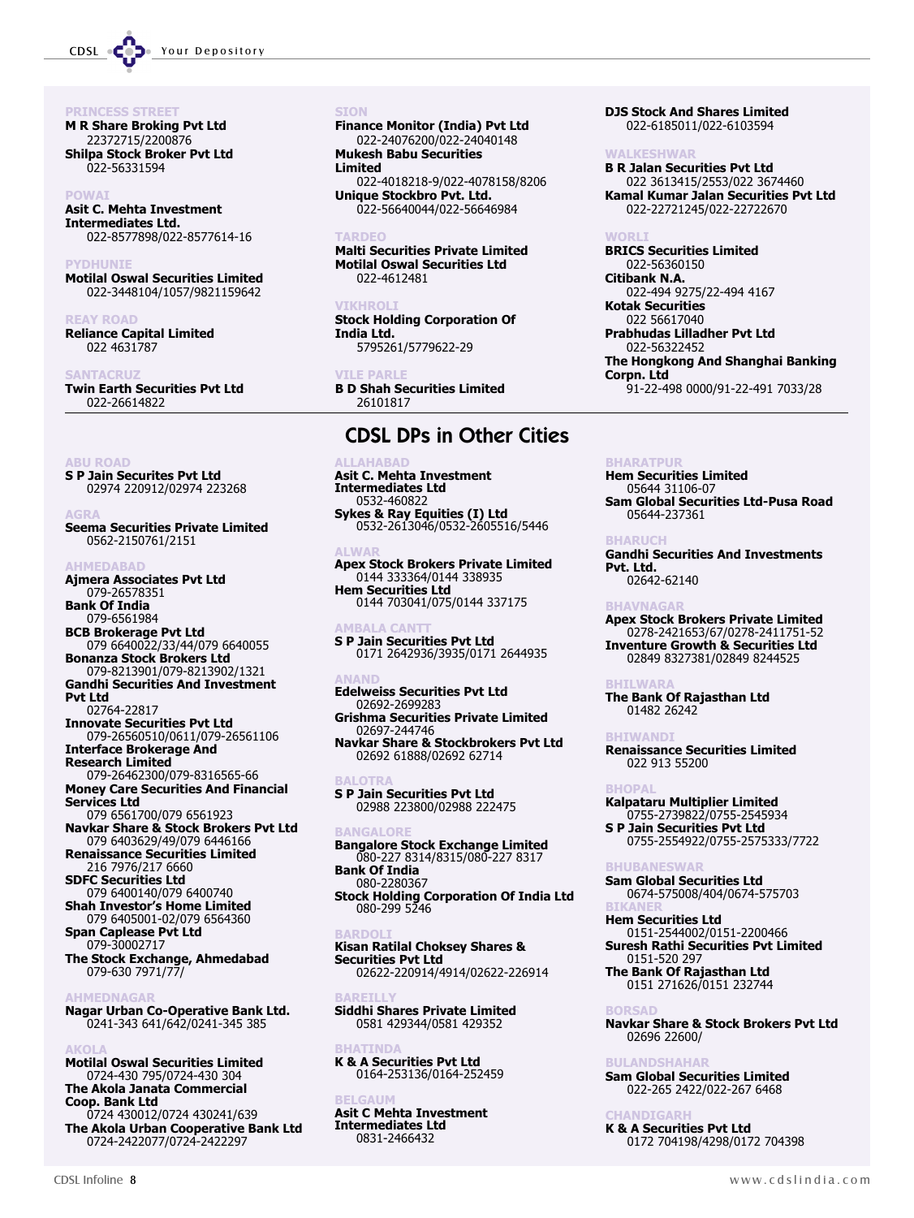**PRINCESS STREET**

**M R Share Broking Pvt Ltd**
22372715/2200876

**Shilpa Stock Broker Pvt Ltd**
022-56331594

**POWAI**

**Asit C. Mehta Investment Intermediates Ltd.**
022-8577898/022-8577614-16

**PYDHUNIE**

**Motilal Oswal Securities Limited**
022-3448104/1057/9821159642

**REAY ROAD**

**Reliance Capital Limited**
022 4631787

**SANTACRUZ**

**Twin Earth Securities Pvt Ltd**
022-26614822

**SION**

**Finance Monitor (India) Pvt Ltd**
022-24076200/022-24040148

**Mukesh Babu Securities Limited**
022-4018218-9/022-4078158/8206

**Unique Stockbro Pvt. Ltd.**
022-56640044/022-56646984

**TARDEO**

**Malti Securities Private Limited**

**Motilal Oswal Securities Ltd**
022-4612481

**VIKHROLI**

**Stock Holding Corporation Of India Ltd.**
5795261/5779622-29

**VILE PARLE**

**B D Shah Securities Limited**
26101817

**DJS Stock And Shares Limited**
022-6185011/022-6103594

**WALKESHWAR**

**B R Jalan Securities Pvt Ltd**
022 3613415/2553/022 3674460

**Kamal Kumar Jalan Securities Pvt Ltd**
022-22721245/022-22722670

**WORLI**

**BRICS Securities Limited**
022-56360150

**Citibank N.A.**
022-494 9275/22-494 4167

**Kotak Securities**
022 56617040

**Prabhudas Lilladher Pvt Ltd**
022-56322452

**The Hongkong And Shanghai Banking Corpn. Ltd**
91-22-498 0000/91-22-491 7033/28

## CDSL DPs in Other Cities

**ABU ROAD**

**S P Jain Securites Pvt Ltd**
02974 220912/02974 223268

**AGRA**

**Seema Securities Private Limited**
0562-2150761/2151

**AHMEDABAD**

**Ajmera Associates Pvt Ltd**
079-26578351

**Bank Of India**
079-6561984

**BCB Brokerage Pvt Ltd**
079 6640022/33/44/079 6640055

**Bonanza Stock Brokers Ltd**
079-8213901/079-8213902/1321

**Gandhi Securities And Investment Pvt Ltd**
02764-22817

**Innovate Securities Pvt Ltd**
079-26560510/0611/079-26561106

**Interface Brokerage And Research Limited**
079-26462300/079-8316565-66

**Money Care Securities And Financial Services Ltd**
079 6561700/079 6561923

**Navkar Share & Stock Brokers Pvt Ltd**
079 6403629/49/079 6446166

**Renaissance Securities Limited**
216 7976/217 6660

**SDFC Securities Ltd**
079 6400140/079 6400740

**Shah Investor's Home Limited**
079 6405001-02/079 6564360

**Span Caplease Pvt Ltd**
079-30002717

**The Stock Exchange, Ahmedabad**
079-630 7971/77/

**AHMEDNAGAR**

**Nagar Urban Co-Operative Bank Ltd.**
0241-343 641/642/0241-345 385

**AKOLA**

**Motilal Oswal Securities Limited**
0724-430 795/0724-430 304

**The Akola Janata Commercial Coop. Bank Ltd**
0724 430012/0724 430241/639

**The Akola Urban Cooperative Bank Ltd**
0724-2422077/0724-2422297

**ALLAHABAD**

**Asit C. Mehta Investment Intermediates Ltd**
0532-460822

**Sykes & Ray Equities (I) Ltd**
0532-2613046/0532-2605516/5446

**ALWAR**

**Apex Stock Brokers Private Limited**
0144 333364/0144 338935

**Hem Securities Ltd**
0144 703041/075/0144 337175

**AMBALA CANTT**

**S P Jain Securities Pvt Ltd**
0171 2642936/3935/0171 2644935

**ANAND**

**Edelweiss Securities Pvt Ltd**
02692-2699283

**Grishma Securities Private Limited**
02697-244746

**Navkar Share & Stockbrokers Pvt Ltd**
02692 61888/02692 62714

**BALOTRA**

**S P Jain Securities Pvt Ltd**
02988 223800/02988 222475

**BANGALORE**

**Bangalore Stock Exchange Limited**
080-227 8314/8315/080-227 8317

**Bank Of India**
080-2280367

**Stock Holding Corporation Of India Ltd**
080-299 5246

**BARDOLI**

**Kisan Ratilal Choksey Shares & Securities Pvt Ltd**
02622-220914/4914/02622-226914

**BAREILLY**

**Siddhi Shares Private Limited**
0581 429344/0581 429352

**BHATINDA**

**K & A Securities Pvt Ltd**
0164-253136/0164-252459

**BELGAUM**

**Asit C Mehta Investment Intermediates Ltd**
0831-2466432

**BHARATPUR**

**Hem Securities Limited**
05644 31106-07

**Sam Global Securities Ltd-Pusa Road**
05644-237361

**BHARUCH**

**Gandhi Securities And Investments Pvt. Ltd.**
02642-62140

**BHAVNAGAR**

**Apex Stock Brokers Private Limited**
0278-2421653/67/0278-2411751-52

**Inventure Growth & Securities Ltd**
02849 8327381/02849 8244525

**BHILWARA**

**The Bank Of Rajasthan Ltd**
01482 26242

**BHIWANDI**

**Renaissance Securities Limited**
022 913 55200

**BHOPAL**

**Kalpataru Multiplier Limited**
0755-2739822/0755-2545934

**S P Jain Securities Pvt Ltd**
0755-2554922/0755-2575333/7722

**BHUBANESWAR**

**Sam Global Securities Ltd**
0674-575008/404/0674-575703

**BIKANER**

**Hem Securities Ltd**
0151-2544002/0151-2200466

**Suresh Rathi Securities Pvt Limited**
0151-520 297

**The Bank Of Rajasthan Ltd**
0151 271626/0151 232744

**BORSAD**

**Navkar Share & Stock Brokers Pvt Ltd**
02696 22600/

**BULANDSHAHAR**

**Sam Global Securities Limited**
022-265 2422/022-267 6468

**CHANDIGARH**

**K & A Securities Pvt Ltd**
0172 704198/4298/0172 704398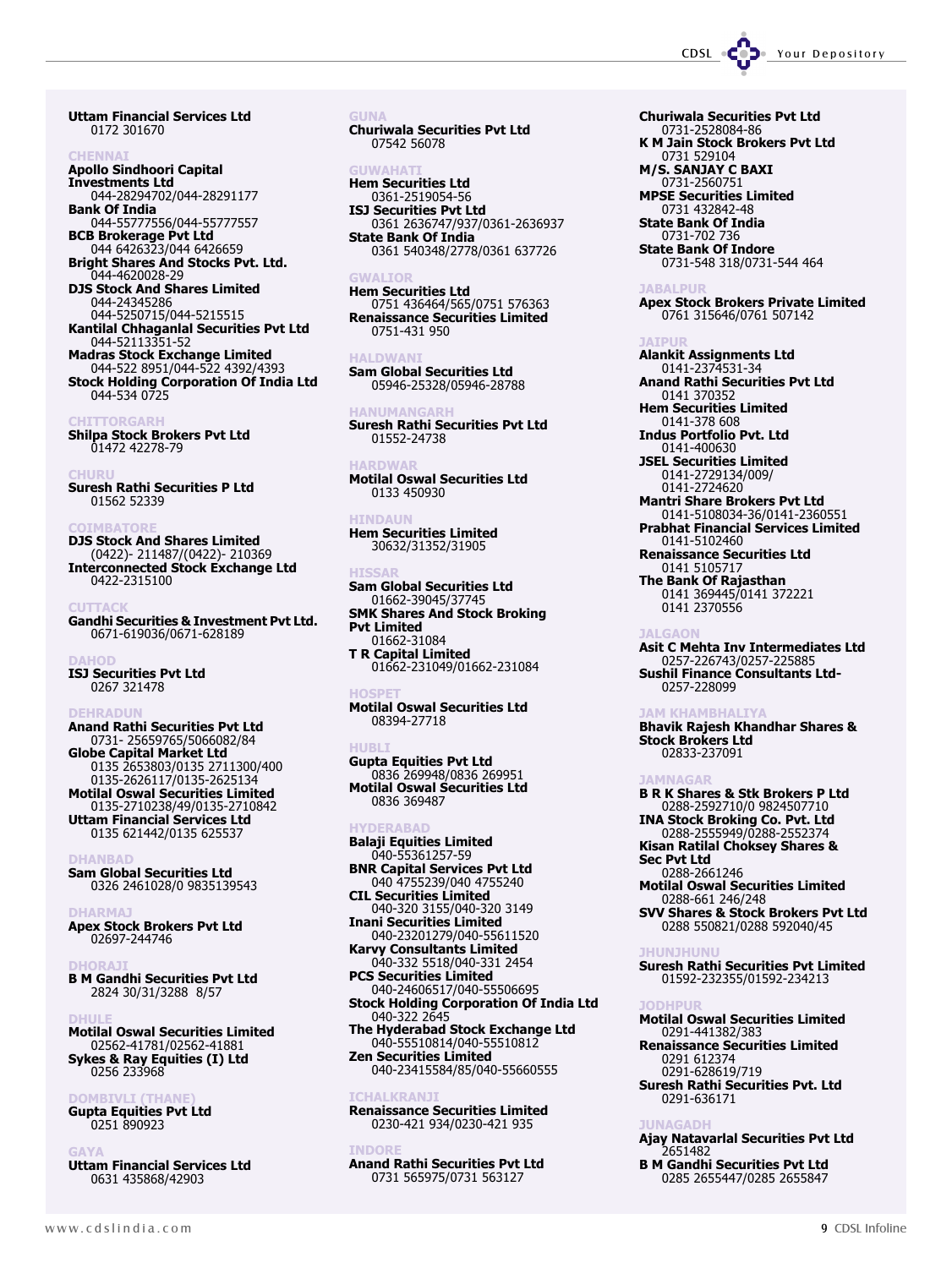**Uttam Financial Services Ltd**
0172 301670

### CHENNAI

**Apollo Sindhoori Capital Investments Ltd**
044-28294702/044-28291177
**Bank Of India**
044-55777556/044-55777557
**BCB Brokerage Pvt Ltd**
044 6426323/044 6426659
**Bright Shares And Stocks Pvt. Ltd.**
044-4620028-29
**DJS Stock And Shares Limited**
044-24345286
044-5250715/044-5215515
**Kantilal Chhaganlal Securities Pvt Ltd**
044-52113351-52
**Madras Stock Exchange Limited**
044-522 8951/044-522 4392/4393
**Stock Holding Corporation Of India Ltd**
044-534 0725

### CHITTORGARH

**Shilpa Stock Brokers Pvt Ltd**
01472 42278-79

### CHURU

**Suresh Rathi Securities P Ltd**
01562 52339

### COIMBATORE

**DJS Stock And Shares Limited**
(0422)- 211487/(0422)- 210369
**Interconnected Stock Exchange Ltd**
0422-2315100

### CUTTACK

**Gandhi Securities & Investment Pvt Ltd.**
0671-619036/0671-628189

### DAHOD

**ISJ Securities Pvt Ltd**
0267 321478

### DEHRADUN

**Anand Rathi Securities Pvt Ltd**
0731- 25659765/5066082/84
**Globe Capital Market Ltd**
0135 2653803/0135 2711300/400
0135-2626117/0135-2625134
**Motilal Oswal Securities Limited**
0135-2710238/49/0135-2710842
**Uttam Financial Services Ltd**
0135 621442/0135 625537

### DHANBAD

**Sam Global Securities Ltd**
0326 2461028/0 9835139543

### DHARMAJ

**Apex Stock Brokers Pvt Ltd**
02697-244746

### DHORAJI

**B M Gandhi Securities Pvt Ltd**
2824 30/31/3288 8/57

### DHULE

**Motilal Oswal Securities Limited**
02562-41781/02562-41881
**Sykes & Ray Equities (I) Ltd**
0256 233968

### DOMBIVLI (THANE)

**Gupta Equities Pvt Ltd**
0251 890923

### GAYA

**Uttam Financial Services Ltd**
0631 435868/42903

### GUNA

**Churiwala Securities Pvt Ltd**
07542 56078

### GUWAHATI

**Hem Securities Ltd**
0361-2519054-56
**ISJ Securities Pvt Ltd**
0361 2636747/937/0361-2636937
**State Bank Of India**
0361 540348/2778/0361 637726

### GWALIOR

**Hem Securities Ltd**
0751 436464/565/0751 576363
**Renaissance Securities Limited**
0751-431 950

### HALDWANI

**Sam Global Securities Ltd**
05946-25328/05946-28788

### HANUMANGARH

**Suresh Rathi Securities Pvt Ltd**
01552-24738

### HARDWAR

**Motilal Oswal Securities Ltd**
0133 450930

### HINDAUN

**Hem Securities Limited**
30632/31352/31905

### HISSAR

**Sam Global Securities Ltd**
01662-39045/37745
**SMK Shares And Stock Broking Pvt Limited**
01662-31084
**T R Capital Limited**
01662-231049/01662-231084

### HOSPET

**Motilal Oswal Securities Ltd**
08394-27718

### HUBLI

**Gupta Equities Pvt Ltd**
0836 269948/0836 269951
**Motilal Oswal Securities Ltd**
0836 369487

### HYDERABAD

**Balaji Equities Limited**
040-55361257-59
**BNR Capital Services Pvt Ltd**
040 4755239/040 4755240
**CIL Securities Limited**
040-320 3155/040-320 3149
**Inani Securities Limited**
040-23201279/040-55611520
**Karvy Consultants Limited**
040-332 5518/040-331 2454
**PCS Securities Limited**
040-24606517/040-55506695
**Stock Holding Corporation Of India Ltd**
040-322 2645
**The Hyderabad Stock Exchange Ltd**
040-55510814/040-55510812
**Zen Securities Limited**
040-23415584/85/040-55660555

### ICHALKRANJI

**Renaissance Securities Limited**
0230-421 934/0230-421 935

### INDORE

**Anand Rathi Securities Pvt Ltd**
0731 565975/0731 563127
**Churiwala Securities Pvt Ltd**
0731-2528084-86
**K M Jain Stock Brokers Pvt Ltd**
0731 529104
**M/S. SANJAY C BAXI**
0731-2560751
**MPSE Securities Limited**
0731 432842-48
**State Bank Of India**
0731-702 736
**State Bank Of Indore**
0731-548 318/0731-544 464

### JABALPUR

**Apex Stock Brokers Private Limited**
0761 315646/0761 507142

### JAIPUR

**Alankit Assignments Ltd**
0141-2374531-34
**Anand Rathi Securities Pvt Ltd**
0141 370352
**Hem Securities Limited**
0141-378 608
**Indus Portfolio Pvt. Ltd**
0141-400630
**JSEL Securities Limited**
0141-2729134/009/
0141-2724620
**Mantri Share Brokers Pvt Ltd**
0141-5108034-36/0141-2360551
**Prabhat Financial Services Limited**
0141-5102460
**Renaissance Securities Ltd**
0141 5105717
**The Bank Of Rajasthan**
0141 369445/0141 372221
0141 2370556

### JALGAON

**Asit C Mehta Inv Intermediates Ltd**
0257-226743/0257-225885
**Sushil Finance Consultants Ltd-**
0257-228099

### JAM KHAMBHALIYA

**Bhavik Rajesh Khandhar Shares & Stock Brokers Ltd**
02833-237091

### JAMNAGAR

**B R K Shares & Stk Brokers P Ltd**
0288-2592710/0 9824507710
**INA Stock Broking Co. Pvt. Ltd**
0288-2555949/0288-2552374
**Kisan Ratilal Choksey Shares & Sec Pvt Ltd**
0288-2661246
**Motilal Oswal Securities Limited**
0288-661 246/248
**SVV Shares & Stock Brokers Pvt Ltd**
0288 550821/0288 592040/45

### JHUNJHUNU

**Suresh Rathi Securities Pvt Limited**
01592-232355/01592-234213

### JODHPUR

**Motilal Oswal Securities Limited**
0291-441382/383
**Renaissance Securities Limited**
0291 612374
0291-628619/719
**Suresh Rathi Securities Pvt. Ltd**
0291-636171

### JUNAGADH

**Ajay Natavarlal Securities Pvt Ltd**
2651482
**B M Gandhi Securities Pvt Ltd**
0285 2655447/0285 2655847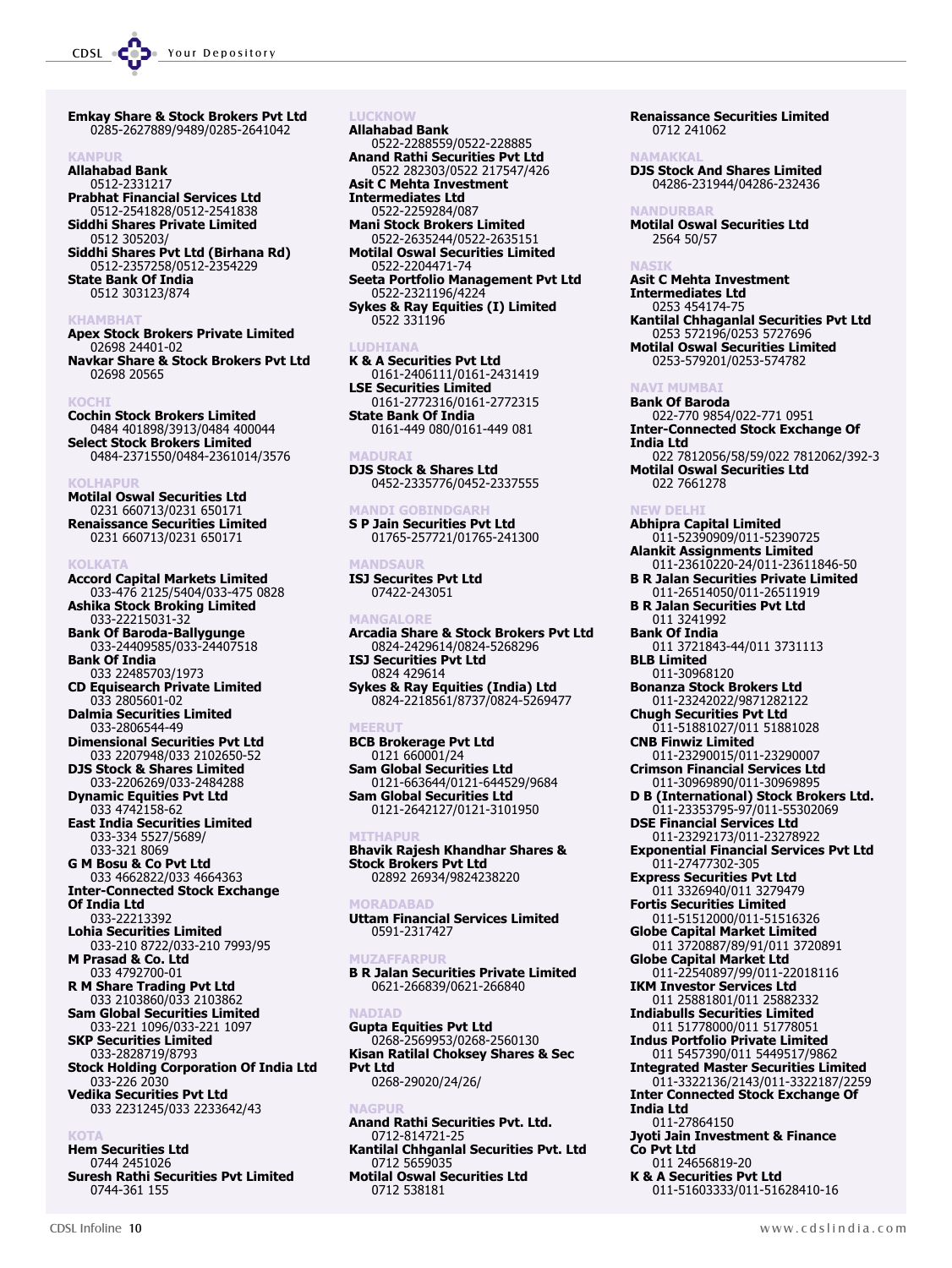**Emkay Share & Stock Brokers Pvt Ltd**
0285-2627889/9489/0285-2641042

### KANPUR

**Allahabad Bank**
0512-2331217
**Prabhat Financial Services Ltd**
0512-2541828/0512-2541838
**Siddhi Shares Private Limited**
0512 305203/
**Siddhi Shares Pvt Ltd (Birhana Rd)**
0512-2357258/0512-2354229
**State Bank Of India**
0512 303123/874

### KHAMBHAT

**Apex Stock Brokers Private Limited**
02698 24401-02
**Navkar Share & Stock Brokers Pvt Ltd**
02698 20565

### KOCHI

**Cochin Stock Brokers Limited**
0484 401898/3913/0484 400044
**Select Stock Brokers Limited**
0484-2371550/0484-2361014/3576

### KOLHAPUR

**Motilal Oswal Securities Ltd**
0231 660713/0231 650171
**Renaissance Securities Limited**
0231 660713/0231 650171

### KOLKATA

**Accord Capital Markets Limited**
033-476 2125/5404/033-475 0828
**Ashika Stock Broking Limited**
033-22215031-32
**Bank Of Baroda-Ballygunge**
033-24409585/033-24407518
**Bank Of India**
033 22485703/1973
**CD Equisearch Private Limited**
033 2805601-02
**Dalmia Securities Limited**
033-2806544-49
**Dimensional Securities Pvt Ltd**
033 2207948/033 2102650-52
**DJS Stock & Shares Limited**
033-2206269/033-2484288
**Dynamic Equities Pvt Ltd**
033 4742158-62
**East India Securities Limited**
033-334 5527/5689/
033-321 8069
**G M Bosu & Co Pvt Ltd**
033 4662822/033 4664363
**Inter-Connected Stock Exchange Of India Ltd**
033-22213392
**Lohia Securities Limited**
033-210 8722/033-210 7993/95
**M Prasad & Co. Ltd**
033 4792700-01
**R M Share Trading Pvt Ltd**
033 2103860/033 2103862
**Sam Global Securities Limited**
033-221 1096/033-221 1097
**SKP Securities Limited**
033-2828719/8793
**Stock Holding Corporation Of India Ltd**
033-226 2030
**Vedika Securities Pvt Ltd**
033 2231245/033 2233642/43

### KOTA

**Hem Securities Ltd**
0744 2451026
**Suresh Rathi Securities Pvt Limited**
0744-361 155

### LUCKNOW

**Allahabad Bank**
0522-2288559/0522-228885
**Anand Rathi Securities Pvt Ltd**
0522 282303/0522 217547/426
**Asit C Mehta Investment Intermediates Ltd**
0522-2259284/087
**Mani Stock Brokers Limited**
0522-2635244/0522-2635151
**Motilal Oswal Securities Limited**
0522-2204471-74
**Seeta Portfolio Management Pvt Ltd**
0522-2321196/4224
**Sykes & Ray Equities (I) Limited**
0522 331196

### LUDHIANA

**K & A Securities Pvt Ltd**
0161-2406111/0161-2431419
**LSE Securities Limited**
0161-2772316/0161-2772315
**State Bank Of India**
0161-449 080/0161-449 081

### MADURAI

**DJS Stock & Shares Ltd**
0452-2335776/0452-2337555

### MANDI GOBINDGARH

**S P Jain Securities Pvt Ltd**
01765-257721/01765-241300

### MANDSAUR

**ISJ Securites Pvt Ltd**
07422-243051

### MANGALORE

**Arcadia Share & Stock Brokers Pvt Ltd**
0824-2429614/0824-5268296
**ISJ Securities Pvt Ltd**
0824 429614
**Sykes & Ray Equities (India) Ltd**
0824-2218561/8737/0824-5269477

### MEERUT

**BCB Brokerage Pvt Ltd**
0121 660001/24
**Sam Global Securities Ltd**
0121-663644/0121-644529/9684
**Sam Global Securities Ltd**
0121-2642127/0121-3101950

### MITHAPUR

**Bhavik Rajesh Khandhar Shares & Stock Brokers Pvt Ltd**
02892 26934/9824238220

### MORADABAD

**Uttam Financial Services Limited**
0591-2317427

### MUZAFFARPUR

**B R Jalan Securities Private Limited**
0621-266839/0621-266840

### NADIAD

**Gupta Equities Pvt Ltd**
0268-2569953/0268-2560130
**Kisan Ratilal Choksey Shares & Sec Pvt Ltd**
0268-29020/24/26/

### NAGPUR

**Anand Rathi Securities Pvt. Ltd.**
0712-814721-25
**Kantilal Chhganlal Securities Pvt. Ltd**
0712 5659035
**Motilal Oswal Securities Ltd**
0712 538181
**Renaissance Securities Limited**
0712 241062

### NAMAKKAL

**DJS Stock And Shares Limited**
04286-231944/04286-232436

### NANDURBAR

**Motilal Oswal Securities Ltd**
2564 50/57

### NASIK

**Asit C Mehta Investment Intermediates Ltd**
0253 454174-75
**Kantilal Chhaganlal Securities Pvt Ltd**
0253 572196/0253 5727696
**Motilal Oswal Securities Limited**
0253-579201/0253-574782

### NAVI MUMBAI

**Bank Of Baroda**
022-770 9854/022-771 0951
**Inter-Connected Stock Exchange Of India Ltd**
022 7812056/58/59/022 7812062/392-3
**Motilal Oswal Securities Ltd**
022 7661278

### NEW DELHI

**Abhipra Capital Limited**
011-52390909/011-52390725
**Alankit Assignments Limited**
011-23610220-24/011-23611846-50
**B R Jalan Securities Private Limited**
011-26514050/011-26511919
**B R Jalan Securities Pvt Ltd**
011 3241992
**Bank Of India**
011 3721843-44/011 3731113
**BLB Limited**
011-30968120
**Bonanza Stock Brokers Ltd**
011-23242022/9871282122
**Chugh Securities Pvt Ltd**
011-51881027/011 51881028
**CNB Finwiz Limited**
011-23290015/011-23290007
**Crimson Financial Services Ltd**
011-30969890/011-30969895
**D B (International) Stock Brokers Ltd.**
011-23353795-97/011-55302069
**DSE Financial Services Ltd**
011-23292173/011-23278922
**Exponential Financial Services Pvt Ltd**
011-27477302-305
**Express Securities Pvt Ltd**
011 3326940/011 3279479
**Fortis Securities Limited**
011-51512000/011-51516326
**Globe Capital Market Limited**
011 3720887/89/91/011 3720891
**Globe Capital Market Ltd**
011-22540897/99/011-22018116
**IKM Investor Services Ltd**
011 25881801/011 25882332
**Indiabulls Securities Limited**
011 51778000/011 51778051
**Indus Portfolio Private Limited**
011 5457390/011 5449517/9862
**Integrated Master Securities Limited**
011-3322136/2143/011-3322187/2259
**Inter Connected Stock Exchange Of India Ltd**
011-27864150
**Jyoti Jain Investment & Finance Co Pvt Ltd**
011 24656819-20
**K & A Securities Pvt Ltd**
011-51603333/011-51628410-16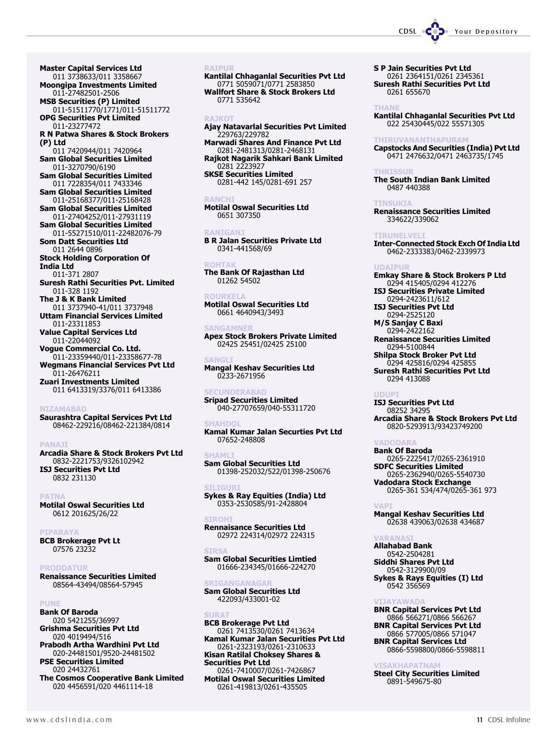**Master Capital Services Ltd**
011 3738633/011 3358667

**Moongipa Investments Limited**
011-27482501-2506

**MSB Securities (P) Limited**
011-51511770/1771/011-51511772

**OPG Securities Pvt Limited**
011-23277472

**R N Patwa Shares & Stock Brokers (P) Ltd**
011 7420944/011 7420964

**Sam Global Securities Limited**
011-3270790/6190

**Sam Global Securities Limited**
011 7228354/011 7433346

**Sam Global Securities Limited**
011-25168377/011-25168428

**Sam Global Securities Limited**
011-27404252/011-27931119

**Sam Global Securities Limited**
011-55271510/011-22482076-79

**Som Datt Securities Ltd**
011 2644 0896

**Stock Holding Corporation Of India Ltd**
011-371 2807

**Suresh Rathi Securities Pvt. Limited**
011-328 1192

**The J & K Bank Limited**
011 3737940-41/011 3737948

**Uttam Financial Services Limited**
011-23311853

**Value Capital Services Ltd**
011-22044092

**Vogue Commercial Co. Ltd.**
011-23359440/011-23358677-78

**Wegmans Financial Services Pvt Ltd**
011-26476211

**Zuari Investments Limited**
011 6413319/3376/011 6413386

### NIZAMABAD

**Saurashtra Capital Services Pvt Ltd**
08462-229216/08462-221384/0814

### PANAJI

**Arcadia Share & Stock Brokers Pvt Ltd**
0832-2221753/9326102942

**ISJ Securities Pvt Ltd**
0832 231130

### PATNA

**Motilal Oswal Securities Ltd**
0612 201625/26/22

### PIPARAYA

**BCB Brokerage Pvt Lt**
07576 23232

### PRODDATUR

**Renaissance Securities Limited**
08564-43494/08564-57945

### PUNE

**Bank Of Baroda**
020 5421255/36997

**Grishma Securities Pvt Ltd**
020 4019494/516

**Prabodh Artha Wardhini Pvt Ltd**
020-24481501/9520-24481502

**PSE Securities Limited**
020 24432761

**The Cosmos Cooperative Bank Limited**
020 4456591/020 4461114-18

### RAIPUR

**Kantilal Chhaganlal Securities Pvt Ltd**
0771 5059071/0771 2583850

**Wallfort Share & Stock Brokers Ltd**
0771 535642

### RAJKOT

**Ajay Natavarlal Securities Pvt Limited**
229763/229782

**Marwadi Shares And Finance Pvt Ltd**
0281-2481313/0281-2468131

**Rajkot Nagarik Sahkari Bank Limited**
0281 2223927

**SKSE Securities Limited**
0281-442 145/0281-691 257

### RANCHI

**Motilal Oswal Securities Ltd**
0651 307350

### RANIGANJ

**B R Jalan Securities Private Ltd**
0341-441568/69

### ROHTAK

**The Bank Of Rajasthan Ltd**
01262 54502

### ROURKELA

**Motilal Oswal Securities Ltd**
0661 4640943/3493

### SANGAMNER

**Apex Stock Brokers Private Limited**
02425 25451/02425 25100

### SANGLI

**Mangal Keshav Securities Ltd**
0233-2671956

### SECUNDERABAD

**Sripad Securities Limited**
040-27707659/040-55311720

### SHAHDOL

**Kamal Kumar Jalan Securties Pvt Ltd**
07652-248808

### SHAMLI

**Sam Global Securities Ltd**
01398-252032/522/01398-250676

### SILIGURI

**Sykes & Ray Equities (India) Ltd**
0353-2530585/91-2428804

### SIROHI

**Rennaisance Securities Ltd**
02972 224314/02972 224315

### SIRSA

**Sam Global Securities Limtied**
01666-234345/01666-224270

### SRIGANGANAGAR

**Sam Global Securities Ltd**
422093/433001-02

### SURAT

**BCB Brokerage Pvt Ltd**
0261 7413530/0261 7413634

**Kamal Kumar Jalan Securities Pvt Ltd**
0261-2323193/0261-2310633

**Kisan Ratilal Choksey Shares & Securities Pvt Ltd**
0261-7410007/0261-7426867

**Motilal Oswal Securities Limited**
0261-419813/0261-435505

**S P Jain Securities Pvt Ltd**
0261 2364151/0261 2345361

**Suresh Rathi Securities Pvt Ltd**
0261 655670

### THANE

**Kantilal Chhaganlal Securities Pvt Ltd**
022 25430445/022 55571305

### THIRUVANANTHAPURAM

**Capstocks And Securities (India) Pvt Ltd**
0471 2476632/0471 2463735/1745

### THRISSUR

**The South Indian Bank Limited**
0487 440388

### TINSUKIA

**Renaissance Securities Limited**
334622/339062

### TIRUNELVELI

**Inter-Connected Stock Exch Of India Ltd**
0462-2333383/0462-2339973

### UDAIPUR

**Emkay Share & Stock Brokers P Ltd**
0294 415405/0294 412276

**ISJ Securities Private Limited**
0294-2423611/612

**ISJ Securities Pvt Ltd**
0294-2525120

**M/S Sanjay C Baxi**
0294-2422162

**Renaissance Securities Limited**
0294-5100844

**Shilpa Stock Broker Pvt Ltd**
0294 425816/0294 425855

**Suresh Rathi Securities Pvt Ltd**
0294 413088

### UDUPI

**ISJ Securities Pvt Ltd**
08252 34295

**Arcadia Share & Stock Brokers Pvt Ltd**
0820-5293913/93423749200

### VADODARA

**Bank Of Baroda**
0265-2225417/0265-2361910

**SDFC Securities Limited**
0265-2362940/0265-5540730

**Vadodara Stock Exchange**
0265-361 534/474/0265-361 973

### VAPI

**Mangal Keshav Securities Ltd**
02638 439063/02638 434687

### VARANASI

**Allahabad Bank**
0542-2504281

**Siddhi Shares Pvt Ltd**
0542-3129900/09

**Sykes & Rays Equities (I) Ltd**
0542 356569

### VIJAYAWADA

**BNR Capital Services Pvt Ltd**
0866 566271/0866 566267

**BNR Capital Services Pvt Ltd**
0866 577005/0866 571047

**BNR Capital Services Ltd**
0866-5598800/0866-5598811

### VISAKHAPATNAM

**Steel City Securities Limited**
0891-549675-80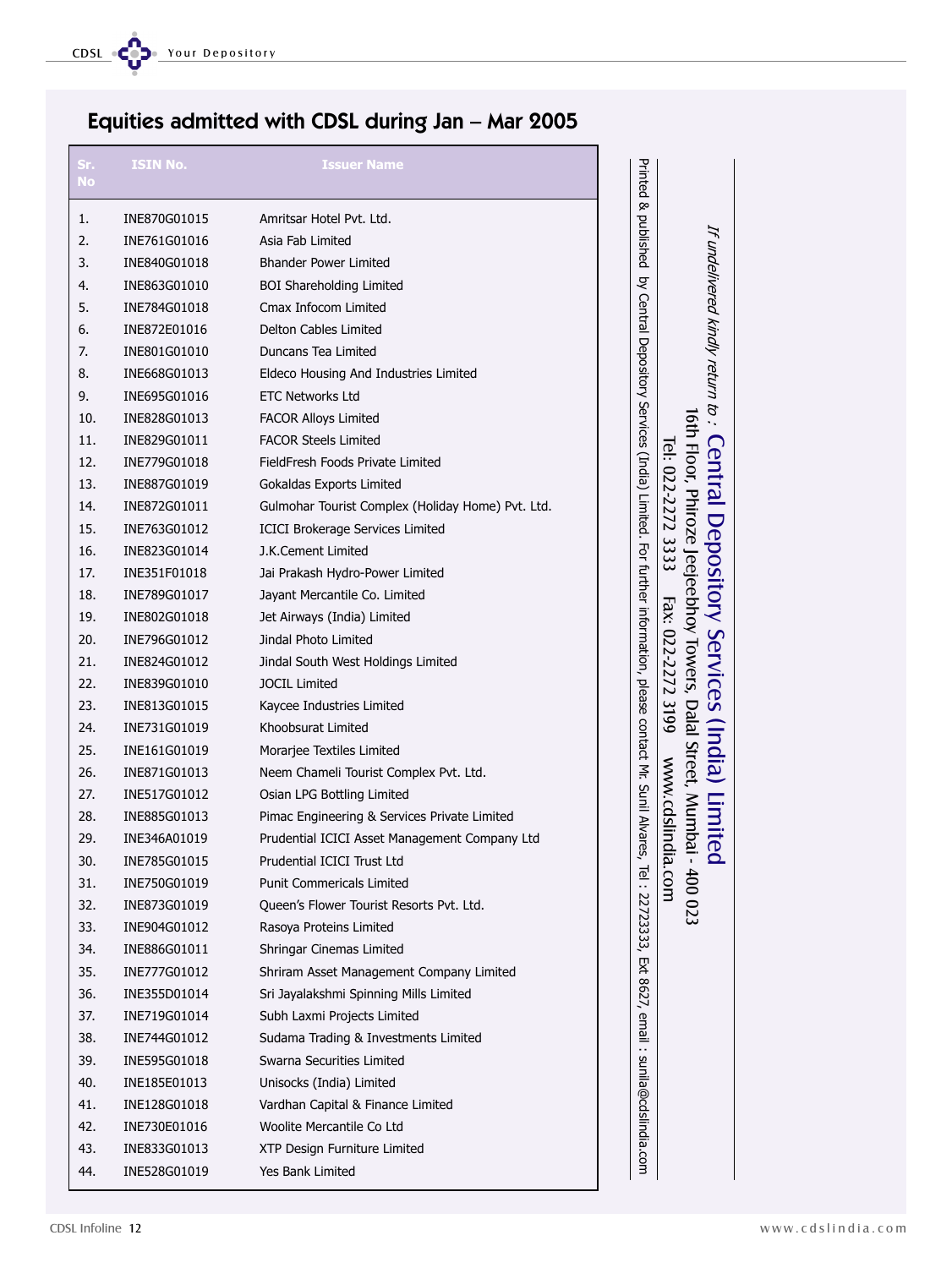## Equities admitted with CDSL during Jan – Mar 2005

| Sr. No | ISIN No. | Issuer Name |
|---|---|---|
| 1. | INE870G01015 | Amritsar Hotel Pvt. Ltd. |
| 2. | INE761G01016 | Asia Fab Limited |
| 3. | INE840G01018 | Bhander Power Limited |
| 4. | INE863G01010 | BOI Shareholding Limited |
| 5. | INE784G01018 | Cmax Infocom Limited |
| 6. | INE872E01016 | Delton Cables Limited |
| 7. | INE801G01010 | Duncans Tea Limited |
| 8. | INE668G01013 | Eldeco Housing And Industries Limited |
| 9. | INE695G01016 | ETC Networks Ltd |
| 10. | INE828G01013 | FACOR Alloys Limited |
| 11. | INE829G01011 | FACOR Steels Limited |
| 12. | INE779G01018 | FieldFresh Foods Private Limited |
| 13. | INE887G01019 | Gokaldas Exports Limited |
| 14. | INE872G01011 | Gulmohar Tourist Complex (Holiday Home) Pvt. Ltd. |
| 15. | INE763G01012 | ICICI Brokerage Services Limited |
| 16. | INE823G01014 | J.K.Cement Limited |
| 17. | INE351F01018 | Jai Prakash Hydro-Power Limited |
| 18. | INE789G01017 | Jayant Mercantile Co. Limited |
| 19. | INE802G01018 | Jet Airways (India) Limited |
| 20. | INE796G01012 | Jindal Photo Limited |
| 21. | INE824G01012 | Jindal South West Holdings Limited |
| 22. | INE839G01010 | JOCIL Limited |
| 23. | INE813G01015 | Kaycee Industries Limited |
| 24. | INE731G01019 | Khoobsurat Limited |
| 25. | INE161G01019 | Morarjee Textiles Limited |
| 26. | INE871G01013 | Neem Chameli Tourist Complex Pvt. Ltd. |
| 27. | INE517G01012 | Osian LPG Bottling Limited |
| 28. | INE885G01013 | Pimac Engineering & Services Private Limited |
| 29. | INE346A01019 | Prudential ICICI Asset Management Company Ltd |
| 30. | INE785G01015 | Prudential ICICI Trust Ltd |
| 31. | INE750G01019 | Punit Commericals Limited |
| 32. | INE873G01019 | Queen's Flower Tourist Resorts Pvt. Ltd. |
| 33. | INE904G01012 | Rasoya Proteins Limited |
| 34. | INE886G01011 | Shringar Cinemas Limited |
| 35. | INE777G01012 | Shriram Asset Management Company Limited |
| 36. | INE355D01014 | Sri Jayalakshmi Spinning Mills Limited |
| 37. | INE719G01014 | Subh Laxmi Projects Limited |
| 38. | INE744G01012 | Sudama Trading & Investments Limited |
| 39. | INE595G01018 | Swarna Securities Limited |
| 40. | INE185E01013 | Unisocks (India) Limited |
| 41. | INE128G01018 | Vardhan Capital & Finance Limited |
| 42. | INE730E01016 | Woolite Mercantile Co Ltd |
| 43. | INE833G01013 | XTP Design Furniture Limited |
| 44. | INE528G01019 | Yes Bank Limited |

*If undelivered kindly return to :* **Central Depository Services (India) Limited**
16th Floor, Phiroze Jeejeebhoy Towers, Dalal Street, Mumbai - 400 023
Tel: 022-2272 3333 Fax: 022-2272 3199 www.cdslindia.com

Printed & published by Central Depository Services (India) Limited. For further information, please contact Mr. Sunil Alvares, Tel : 22723333, Ext 8627, email : sunila@cdslindia.com